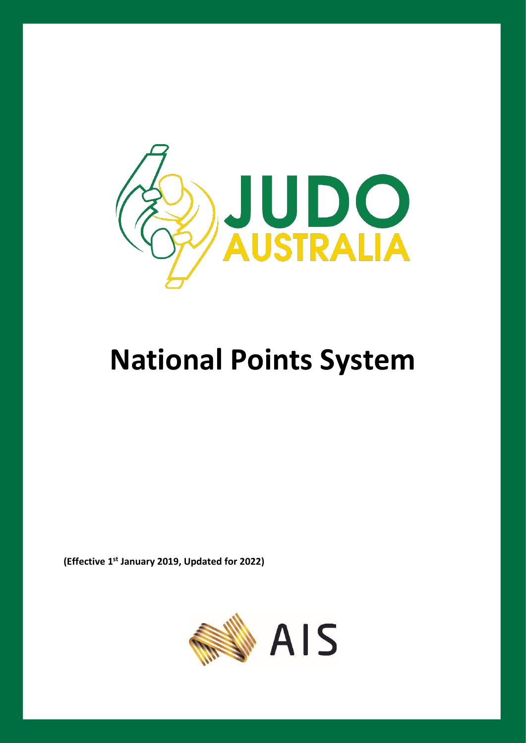# National Points System

**(Effective 1st January 2019, Updated for 2022)**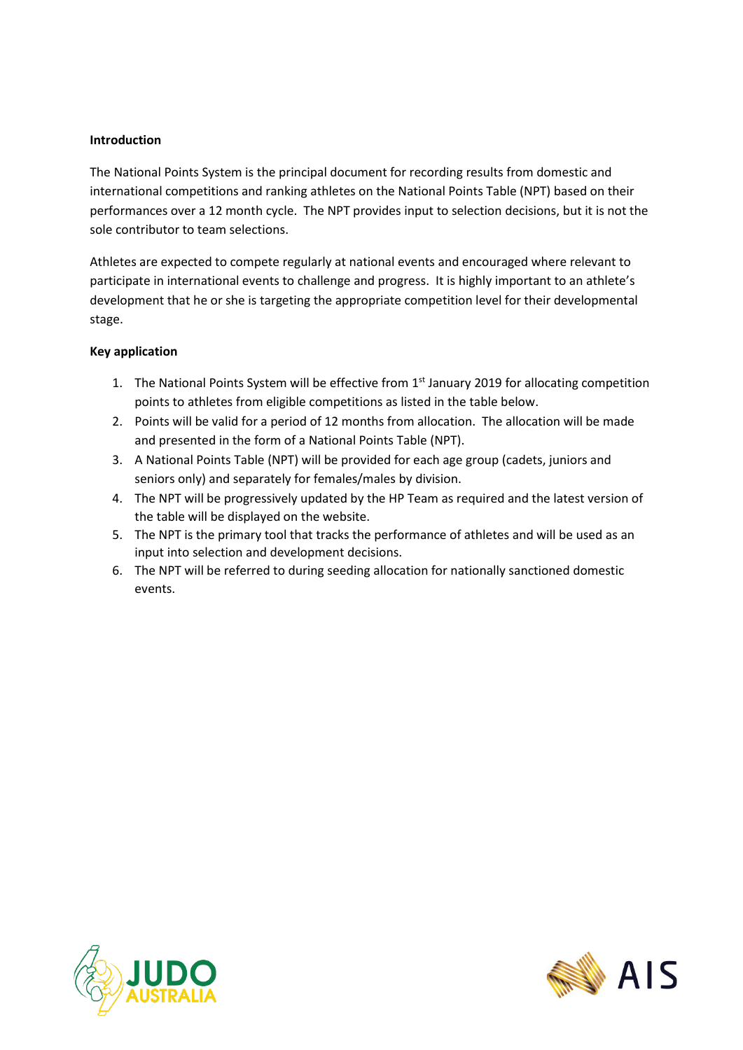**Introduction**

The National Points System is the principal document for recording results from domestic and international competitions and ranking athletes on the National Points Table (NPT) based on their performances over a 12 month cycle. The NPT provides input to selection decisions, but it is not the sole contributor to team selections.

Athletes are expected to compete regularly at national events and encouraged where relevant to participate in international events to challenge and progress. It is highly important to an athlete's development that he or she is targeting the appropriate competition level for their developmental stage.

**Key application**

1. The National Points System will be effective from 1st January 2019 for allocating competition points to athletes from eligible competitions as listed in the table below.
2. Points will be valid for a period of 12 months from allocation. The allocation will be made and presented in the form of a National Points Table (NPT).
3. A National Points Table (NPT) will be provided for each age group (cadets, juniors and seniors only) and separately for females/males by division.
4. The NPT will be progressively updated by the HP Team as required and the latest version of the table will be displayed on the website.
5. The NPT is the primary tool that tracks the performance of athletes and will be used as an input into selection and development decisions.
6. The NPT will be referred to during seeding allocation for nationally sanctioned domestic events.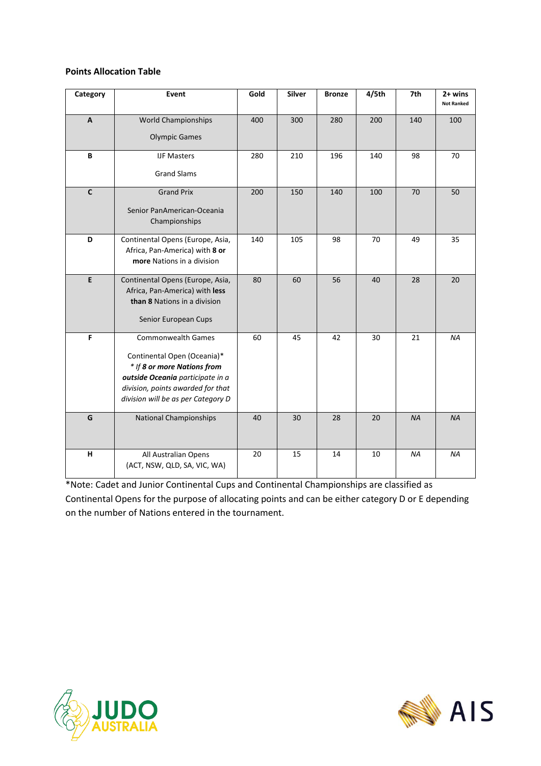**Points Allocation Table**

| Category | Event | Gold | Silver | Bronze | 4/5th | 7th | 2+ wins<br>Not Ranked |
|---|---|---|---|---|---|---|---|
| **A** | World Championships<br><br>Olympic Games | 400 | 300 | 280 | 200 | 140 | 100 |
| **B** | IJF Masters<br><br>Grand Slams | 280 | 210 | 196 | 140 | 98 | 70 |
| **C** | Grand Prix<br><br>Senior PanAmerican-Oceania Championships | 200 | 150 | 140 | 100 | 70 | 50 |
| **D** | Continental Opens (Europe, Asia, Africa, Pan-America) with **8 or more** Nations in a division | 140 | 105 | 98 | 70 | 49 | 35 |
| **E** | Continental Opens (Europe, Asia, Africa, Pan-America) with **less than 8** Nations in a division<br><br>Senior European Cups | 80 | 60 | 56 | 40 | 28 | 20 |
| **F** | Commonwealth Games<br><br>Continental Open (Oceania)*<br>*\* If **8 or more Nations from outside Oceania** participate in a division, points awarded for that division will be as per Category D* | 60 | 45 | 42 | 30 | 21 | *NA* |
| **G** | National Championships | 40 | 30 | 28 | 20 | *NA* | *NA* |
| **H** | All Australian Opens<br>(ACT, NSW, QLD, SA, VIC, WA) | 20 | 15 | 14 | 10 | *NA* | *NA* |

*Note: Cadet and Junior Continental Cups and Continental Championships are classified as Continental Opens for the purpose of allocating points and can be either category D or E depending on the number of Nations entered in the tournament.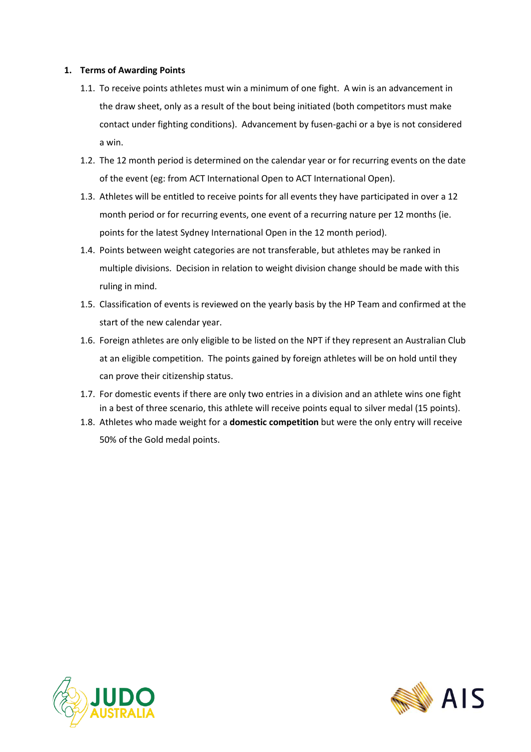1. **Terms of Awarding Points**

    1.1. To receive points athletes must win a minimum of one fight. A win is an advancement in the draw sheet, only as a result of the bout being initiated (both competitors must make contact under fighting conditions). Advancement by fusen-gachi or a bye is not considered a win.

    1.2. The 12 month period is determined on the calendar year or for recurring events on the date of the event (eg: from ACT International Open to ACT International Open).

    1.3. Athletes will be entitled to receive points for all events they have participated in over a 12 month period or for recurring events, one event of a recurring nature per 12 months (ie. points for the latest Sydney International Open in the 12 month period).

    1.4. Points between weight categories are not transferable, but athletes may be ranked in multiple divisions. Decision in relation to weight division change should be made with this ruling in mind.

    1.5. Classification of events is reviewed on the yearly basis by the HP Team and confirmed at the start of the new calendar year.

    1.6. Foreign athletes are only eligible to be listed on the NPT if they represent an Australian Club at an eligible competition. The points gained by foreign athletes will be on hold until they can prove their citizenship status.

    1.7. For domestic events if there are only two entries in a division and an athlete wins one fight in a best of three scenario, this athlete will receive points equal to silver medal (15 points).

    1.8. Athletes who made weight for a **domestic competition** but were the only entry will receive 50% of the Gold medal points.